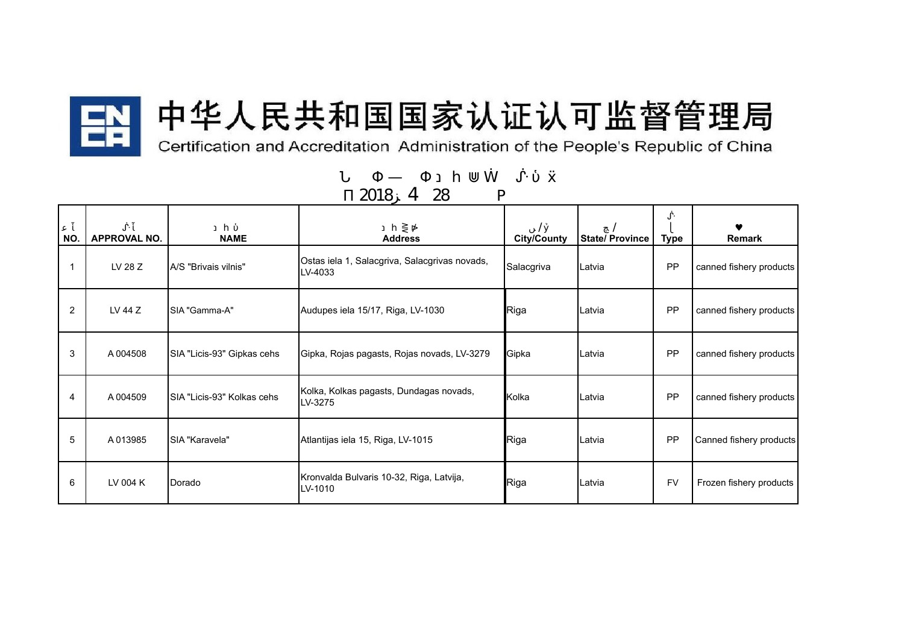# 中华人民共和国国家认证认可监督管理局

Certification and Accreditation Administration of the People's Republic of China

2018 4 28

| NO. | APPROVAL NO. | NAME | Address | City/County | State/ Province | Type | Remark |
|---|---|---|---|---|---|---|---|
| 1 | LV 28 Z | A/S "Brivais vilnis" | Ostas iela 1, Salacgriva, Salacgrivas novads, LV-4033 | Salacgriva | Latvia | PP | canned fishery products |
| 2 | LV 44 Z | SIA "Gamma-A" | Audupes iela 15/17, Riga, LV-1030 | Riga | Latvia | PP | canned fishery products |
| 3 | A 004508 | SIA "Licis-93" Gipkas cehs | Gipka, Rojas pagasts, Rojas novads, LV-3279 | Gipka | Latvia | PP | canned fishery products |
| 4 | A 004509 | SIA "Licis-93" Kolkas cehs | Kolka, Kolkas pagasts, Dundagas novads, LV-3275 | Kolka | Latvia | PP | canned fishery products |
| 5 | A 013985 | SIA "Karavela" | Atlantijas iela 15, Riga, LV-1015 | Riga | Latvia | PP | Canned fishery products |
| 6 | LV 004 K | Dorado | Kronvalda Bulvaris 10-32, Riga, Latvija, LV-1010 | Riga | Latvia | FV | Frozen fishery products |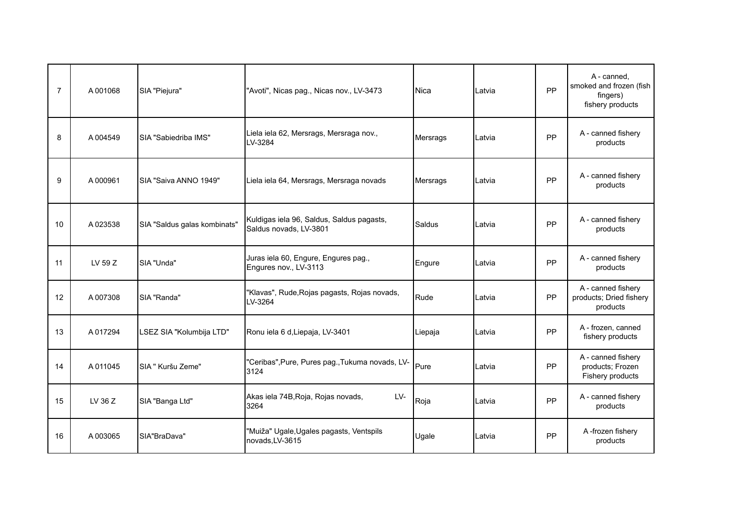| 7 | A 001068 | SIA "Piejura" | "Avoti", Nicas pag., Nicas nov., LV-3473 | Nica | Latvia | PP | A - canned, smoked and frozen (fish fingers) fishery products |
|---|---|---|---|---|---|---|---|
| 8 | A 004549 | SIA "Sabiedriba IMS" | Liela iela 62, Mersrags, Mersraga nov., LV-3284 | Mersrags | Latvia | PP | A - canned fishery products |
| 9 | A 000961 | SIA "Saiva ANNO 1949" | Liela iela 64, Mersrags, Mersraga novads | Mersrags | Latvia | PP | A - canned fishery products |
| 10 | A 023538 | SIA "Saldus galas kombinats" | Kuldigas iela 96, Saldus, Saldus pagasts, Saldus novads, LV-3801 | Saldus | Latvia | PP | A - canned fishery products |
| 11 | LV 59 Z | SIA "Unda" | Juras iela 60, Engure, Engures pag., Engures nov., LV-3113 | Engure | Latvia | PP | A - canned fishery products |
| 12 | A 007308 | SIA "Randa" | "Klavas", Rude,Rojas pagasts, Rojas novads, LV-3264 | Rude | Latvia | PP | A - canned fishery products; Dried fishery products |
| 13 | A 017294 | LSEZ SIA "Kolumbija LTD" | Ronu iela 6 d,Liepaja, LV-3401 | Liepaja | Latvia | PP | A - frozen, canned fishery products |
| 14 | A 011045 | SIA " Kuršu Zeme" | "Ceribas",Pure, Pures pag.,Tukuma novads, LV-3124 | Pure | Latvia | PP | A - canned fishery products; Frozen Fishery products |
| 15 | LV 36 Z | SIA "Banga Ltd" | Akas iela 74B,Roja, Rojas novads, LV-3264 | Roja | Latvia | PP | A - canned fishery products |
| 16 | A 003065 | SIA"BraDava" | "Muiža" Ugale,Ugales pagasts, Ventspils novads,LV-3615 | Ugale | Latvia | PP | A -frozen fishery products |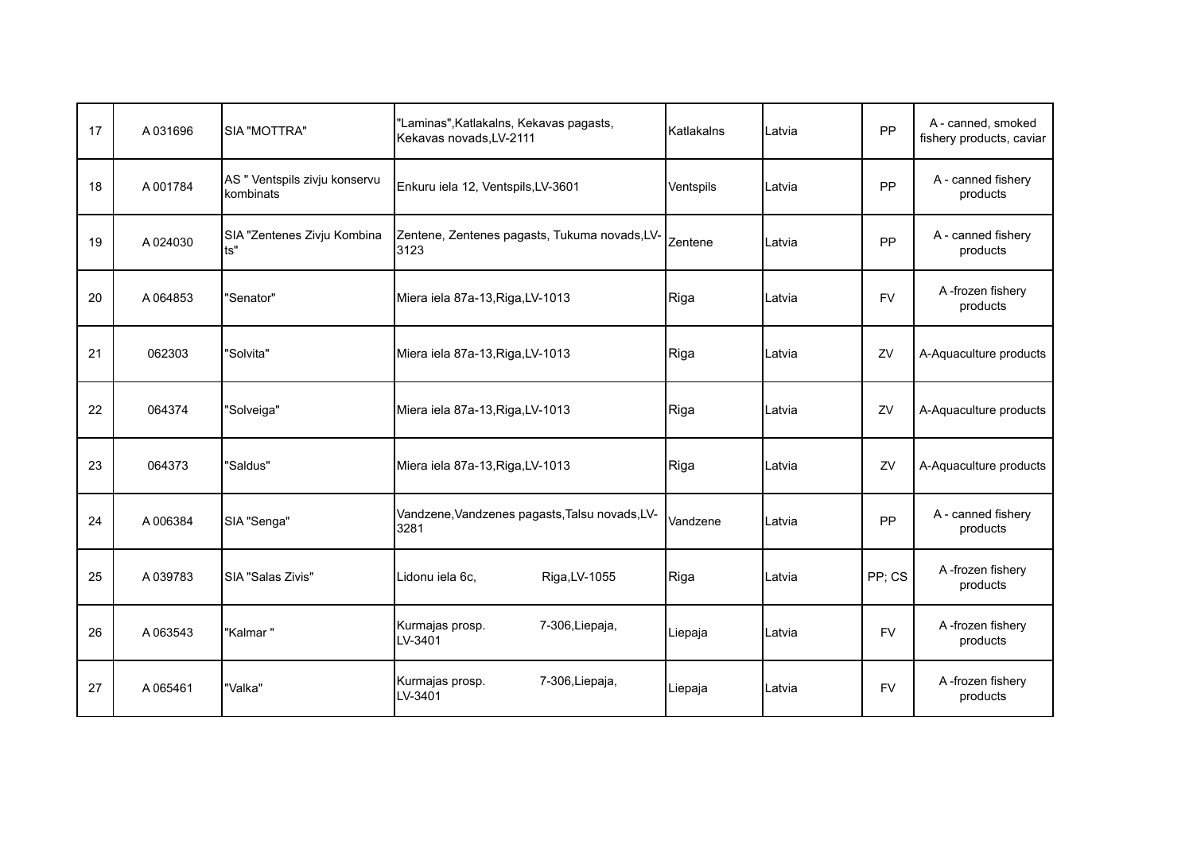| 17 | A 031696 | SIA "MOTTRA" | "Laminas",Katlakalns, Kekavas pagasts, Kekavas novads,LV-2111 | Katlakalns | Latvia | PP | A - canned, smoked fishery products, caviar |
|---|---|---|---|---|---|---|---|
| 18 | A 001784 | AS " Ventspils zivju konservu kombinats | Enkuru iela 12, Ventspils,LV-3601 | Ventspils | Latvia | PP | A - canned fishery products |
| 19 | A 024030 | SIA "Zentenes Zivju Kombina ts" | Zentene, Zentenes pagasts, Tukuma novads,LV-3123 | Zentene | Latvia | PP | A - canned fishery products |
| 20 | A 064853 | "Senator" | Miera iela 87a-13,Riga,LV-1013 | Riga | Latvia | FV | A -frozen fishery products |
| 21 | 062303 | "Solvita" | Miera iela 87a-13,Riga,LV-1013 | Riga | Latvia | ZV | A-Aquaculture products |
| 22 | 064374 | "Solveiga" | Miera iela 87a-13,Riga,LV-1013 | Riga | Latvia | ZV | A-Aquaculture products |
| 23 | 064373 | "Saldus" | Miera iela 87a-13,Riga,LV-1013 | Riga | Latvia | ZV | A-Aquaculture products |
| 24 | A 006384 | SIA "Senga" | Vandzene,Vandzenes pagasts,Talsu novads,LV-3281 | Vandzene | Latvia | PP | A - canned fishery products |
| 25 | A 039783 | SIA "Salas Zivis" | Lidonu iela 6c, Riga,LV-1055 | Riga | Latvia | PP; CS | A -frozen fishery products |
| 26 | A 063543 | "Kalmar " | Kurmajas prosp. 7-306,Liepaja, LV-3401 | Liepaja | Latvia | FV | A -frozen fishery products |
| 27 | A 065461 | "Valka" | Kurmajas prosp. 7-306,Liepaja, LV-3401 | Liepaja | Latvia | FV | A -frozen fishery products |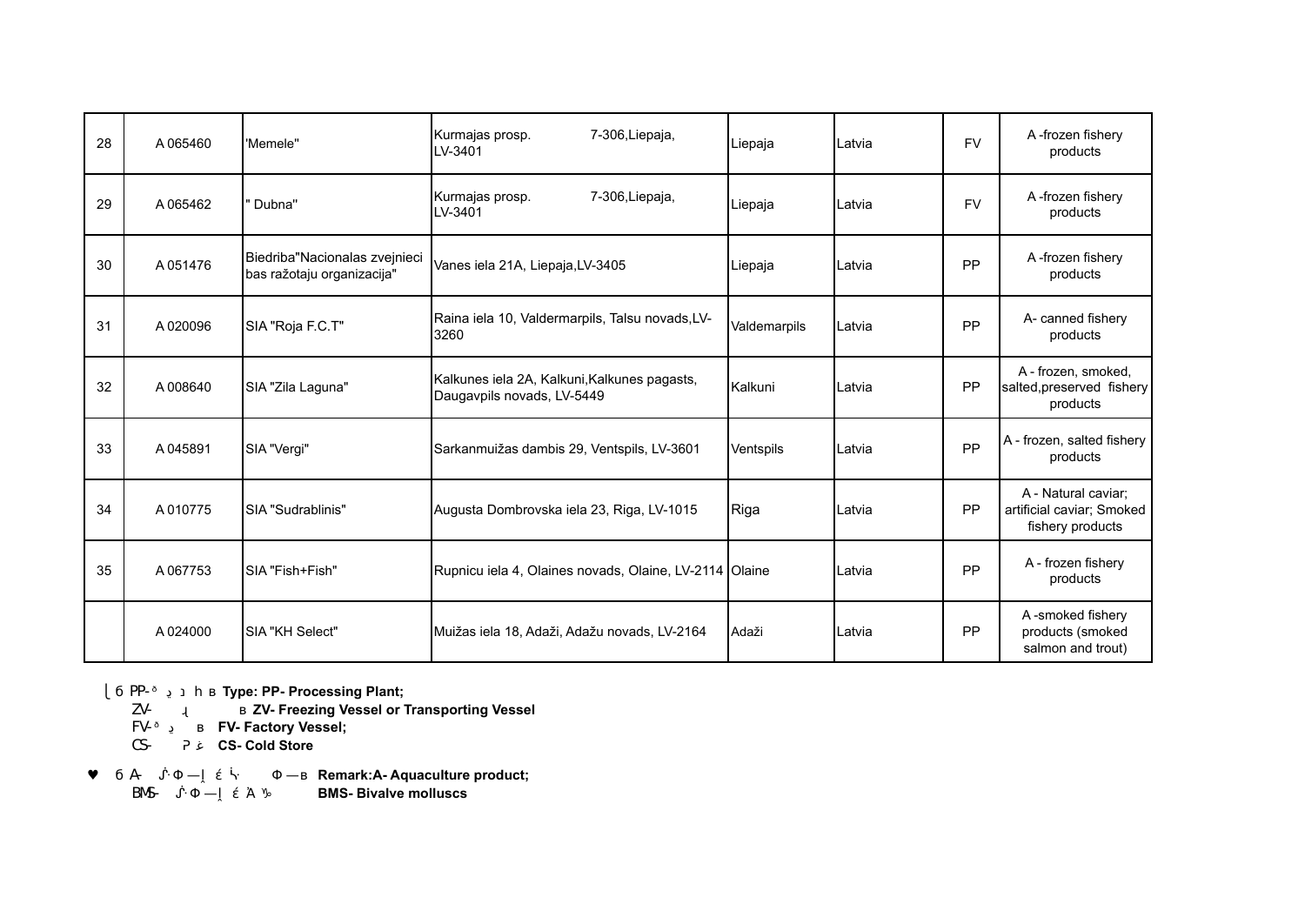| | | | | | | | |
|---|---|---|---|---|---|---|---|
| 28 | A 065460 | 'Memele" | Kurmajas prosp. 7-306,Liepaja, LV-3401 | Liepaja | Latvia | FV | A -frozen fishery products |
| 29 | A 065462 | " Dubna" | Kurmajas prosp. 7-306,Liepaja, LV-3401 | Liepaja | Latvia | FV | A -frozen fishery products |
| 30 | A 051476 | Biedriba"Nacionalas zvejnieci bas ražotaju organizacija" | Vanes iela 21A, Liepaja,LV-3405 | Liepaja | Latvia | PP | A -frozen fishery products |
| 31 | A 020096 | SIA "Roja F.C.T" | Raina iela 10, Valdermarpils, Talsu novads,LV-3260 | Valdemarpils | Latvia | PP | A- canned fishery products |
| 32 | A 008640 | SIA "Zila Laguna" | Kalkunes iela 2A, Kalkuni,Kalkunes pagasts, Daugavpils novads, LV-5449 | Kalkuni | Latvia | PP | A - frozen, smoked, salted,preserved fishery products |
| 33 | A 045891 | SIA "Vergi" | Sarkanmuižas dambis 29, Ventspils, LV-3601 | Ventspils | Latvia | PP | A - frozen, salted fishery products |
| 34 | A 010775 | SIA "Sudrablinis" | Augusta Dombrovska iela 23, Riga, LV-1015 | Riga | Latvia | PP | A - Natural caviar; artificial caviar; Smoked fishery products |
| 35 | A 067753 | SIA "Fish+Fish" | Rupnicu iela 4, Olaines novads, Olaine, LV-2114 | Olaine | Latvia | PP | A - frozen fishery products |
| | A 024000 | SIA "KH Select" | Muižas iela 18, Adaži, Adažu novads, LV-2164 | Adaži | Latvia | PP | A -smoked fishery products (smoked salmon and trout) |

**Type: PP- Processing Plant;**
**ZV- Freezing Vessel or Transporting Vessel**
**FV- Factory Vessel;**
**CS- Cold Store**

**Remark:A- Aquaculture product;**
**BMS- Bivalve molluscs**